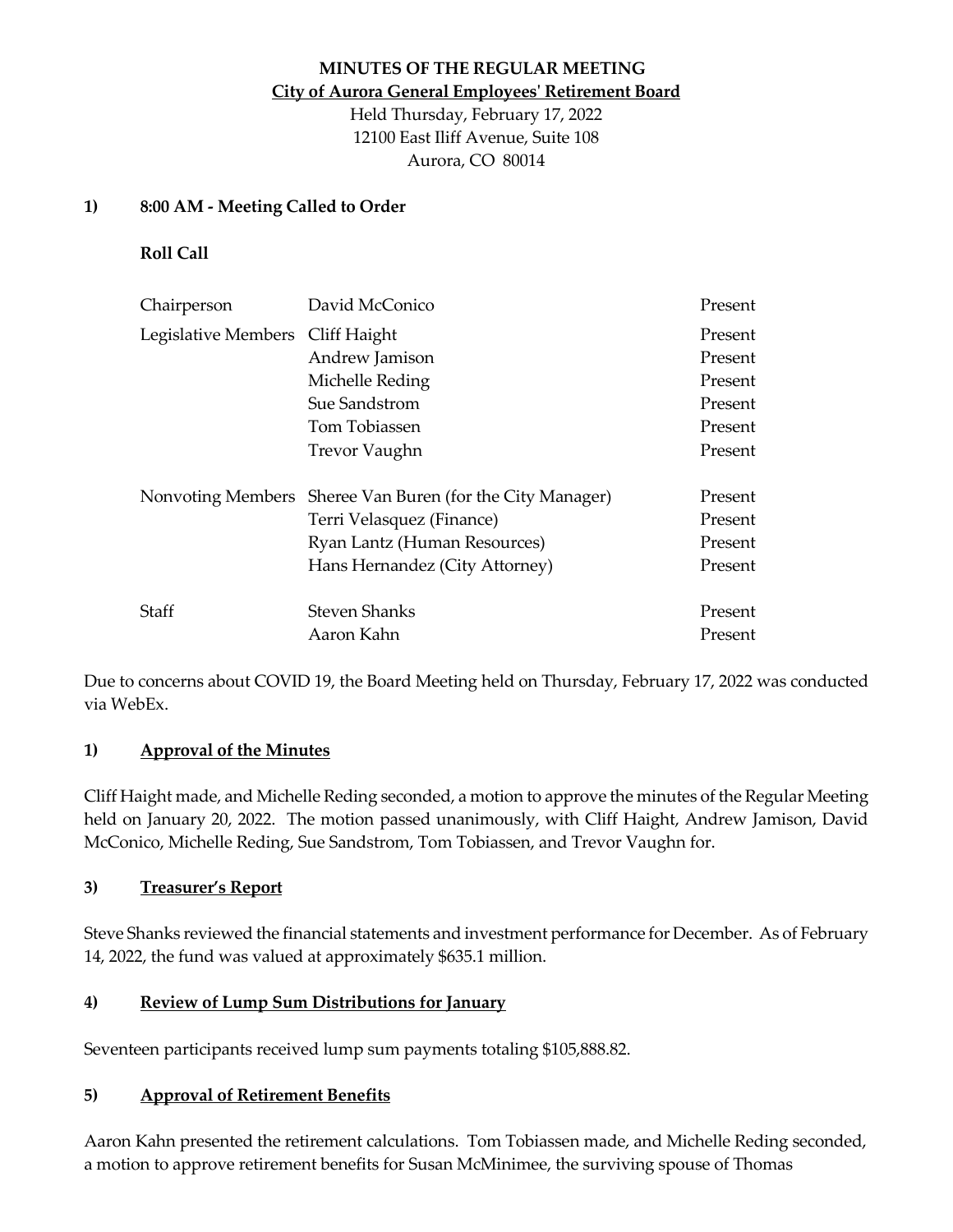**MINUTES OF THE REGULAR MEETING**
**City of Aurora General Employees' Retirement Board**
Held Thursday, February 17, 2022
12100 East Iliff Avenue, Suite 108
Aurora, CO 80014

**1) 8:00 AM - Meeting Called to Order**

**Roll Call**

| | | |
|---|---|---|
| Chairperson | David McConico | Present |
| Legislative Members | Cliff Haight | Present |
| | Andrew Jamison | Present |
| | Michelle Reding | Present |
| | Sue Sandstrom | Present |
| | Tom Tobiassen | Present |
| | Trevor Vaughn | Present |
| Nonvoting Members | Sheree Van Buren (for the City Manager) | Present |
| | Terri Velasquez (Finance) | Present |
| | Ryan Lantz (Human Resources) | Present |
| | Hans Hernandez (City Attorney) | Present |
| Staff | Steven Shanks | Present |
| | Aaron Kahn | Present |

Due to concerns about COVID 19, the Board Meeting held on Thursday, February 17, 2022 was conducted via WebEx.

**1) Approval of the Minutes**

Cliff Haight made, and Michelle Reding seconded, a motion to approve the minutes of the Regular Meeting held on January 20, 2022. The motion passed unanimously, with Cliff Haight, Andrew Jamison, David McConico, Michelle Reding, Sue Sandstrom, Tom Tobiassen, and Trevor Vaughn for.

**3) Treasurer's Report**

Steve Shanks reviewed the financial statements and investment performance for December. As of February 14, 2022, the fund was valued at approximately $635.1 million.

**4) Review of Lump Sum Distributions for January**

Seventeen participants received lump sum payments totaling $105,888.82.

**5) Approval of Retirement Benefits**

Aaron Kahn presented the retirement calculations. Tom Tobiassen made, and Michelle Reding seconded, a motion to approve retirement benefits for Susan McMinimee, the surviving spouse of Thomas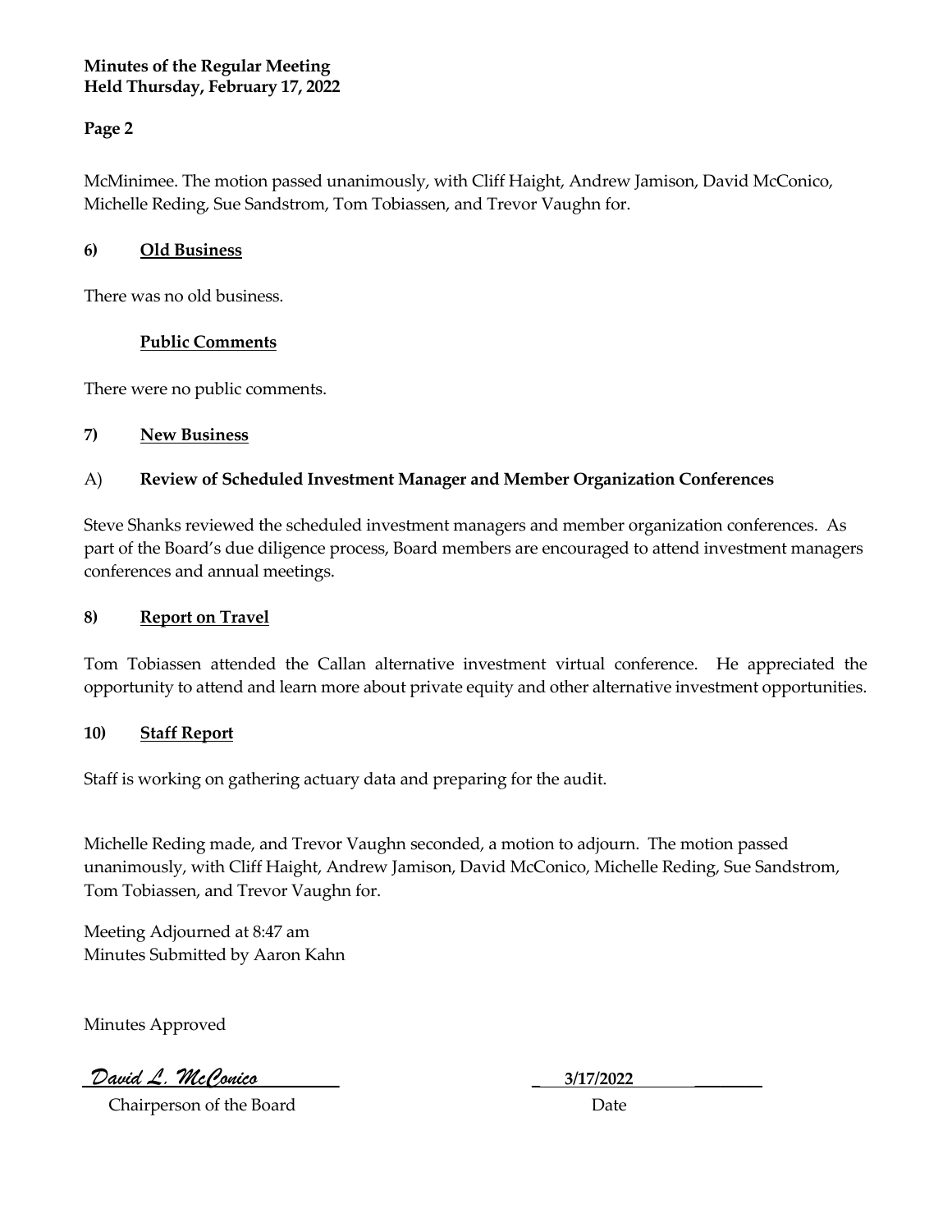**Minutes of the Regular Meeting**
**Held Thursday, February 17, 2022**

**Page 2**

McMinimee. The motion passed unanimously, with Cliff Haight, Andrew Jamison, David McConico, Michelle Reding, Sue Sandstrom, Tom Tobiassen, and Trevor Vaughn for.

**6) Old Business**

There was no old business.

**Public Comments**

There were no public comments.

**7) New Business**

A) **Review of Scheduled Investment Manager and Member Organization Conferences**

Steve Shanks reviewed the scheduled investment managers and member organization conferences. As part of the Board's due diligence process, Board members are encouraged to attend investment managers conferences and annual meetings.

**8) Report on Travel**

Tom Tobiassen attended the Callan alternative investment virtual conference. He appreciated the opportunity to attend and learn more about private equity and other alternative investment opportunities.

**10) Staff Report**

Staff is working on gathering actuary data and preparing for the audit.

Michelle Reding made, and Trevor Vaughn seconded, a motion to adjourn. The motion passed unanimously, with Cliff Haight, Andrew Jamison, David McConico, Michelle Reding, Sue Sandstrom, Tom Tobiassen, and Trevor Vaughn for.

Meeting Adjourned at 8:47 am
Minutes Submitted by Aaron Kahn

Minutes Approved

*David L. McConico* — **3/17/2022**

Chairperson of the Board — Date